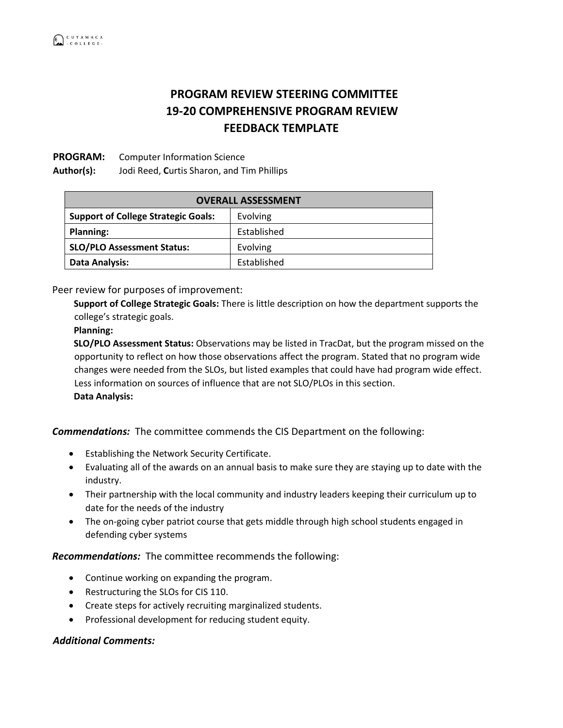# PROGRAM REVIEW STEERING COMMITTEE
# 19-20 COMPREHENSIVE PROGRAM REVIEW
# FEEDBACK TEMPLATE

**PROGRAM:** Computer Information Science
**Author(s):** Jodi Reed, **C**urtis Sharon, and Tim Phillips

| OVERALL ASSESSMENT | |
|---|---|
| **Support of College Strategic Goals:** | Evolving |
| **Planning:** | Established |
| **SLO/PLO Assessment Status:** | Evolving |
| **Data Analysis:** | Established |

Peer review for purposes of improvement:

**Support of College Strategic Goals:** There is little description on how the department supports the college's strategic goals.

**Planning:**

**SLO/PLO Assessment Status:** Observations may be listed in TracDat, but the program missed on the opportunity to reflect on how those observations affect the program. Stated that no program wide changes were needed from the SLOs, but listed examples that could have had program wide effect. Less information on sources of influence that are not SLO/PLOs in this section.

**Data Analysis:**

***Commendations:*** The committee commends the CIS Department on the following:

- Establishing the Network Security Certificate.
- Evaluating all of the awards on an annual basis to make sure they are staying up to date with the industry.
- Their partnership with the local community and industry leaders keeping their curriculum up to date for the needs of the industry
- The on-going cyber patriot course that gets middle through high school students engaged in defending cyber systems

***Recommendations:*** The committee recommends the following:

- Continue working on expanding the program.
- Restructuring the SLOs for CIS 110.
- Create steps for actively recruiting marginalized students.
- Professional development for reducing student equity.

***Additional Comments:***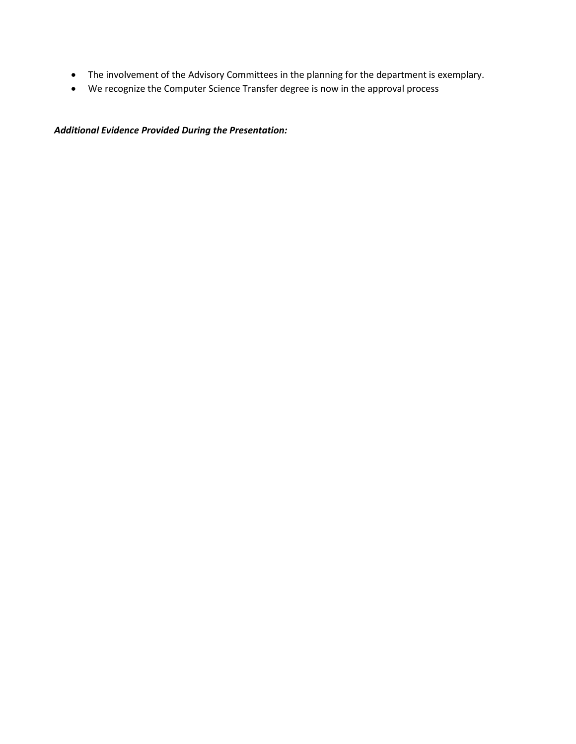- The involvement of the Advisory Committees in the planning for the department is exemplary.
- We recognize the Computer Science Transfer degree is now in the approval process

***Additional Evidence Provided During the Presentation:***